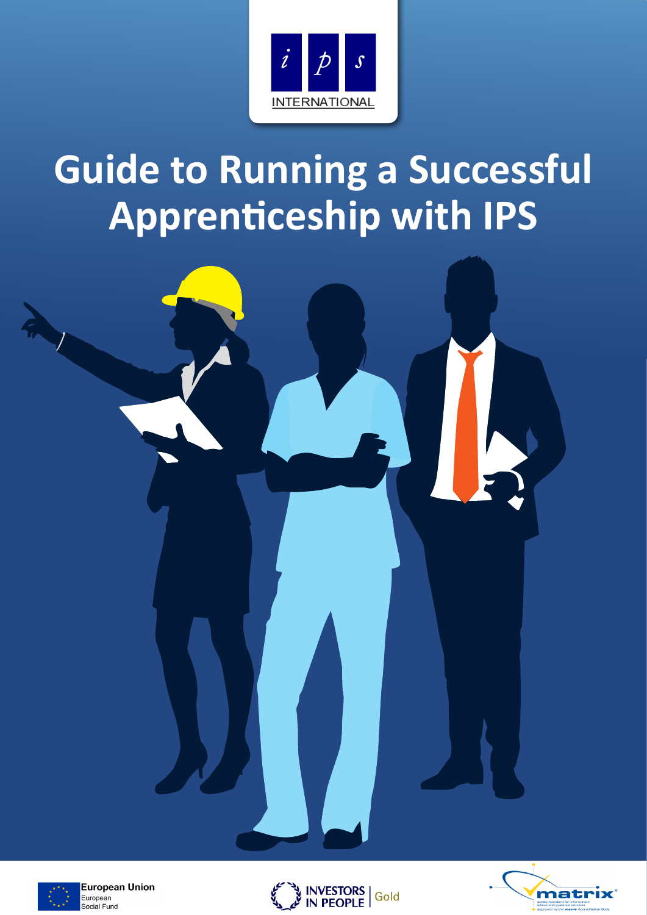ips

INTERNATIONAL

# Guide to Running a Successful Apprenticeship with IPS

European Union
European
Social Fund

INVESTORS IN PEOPLE | Gold

matrix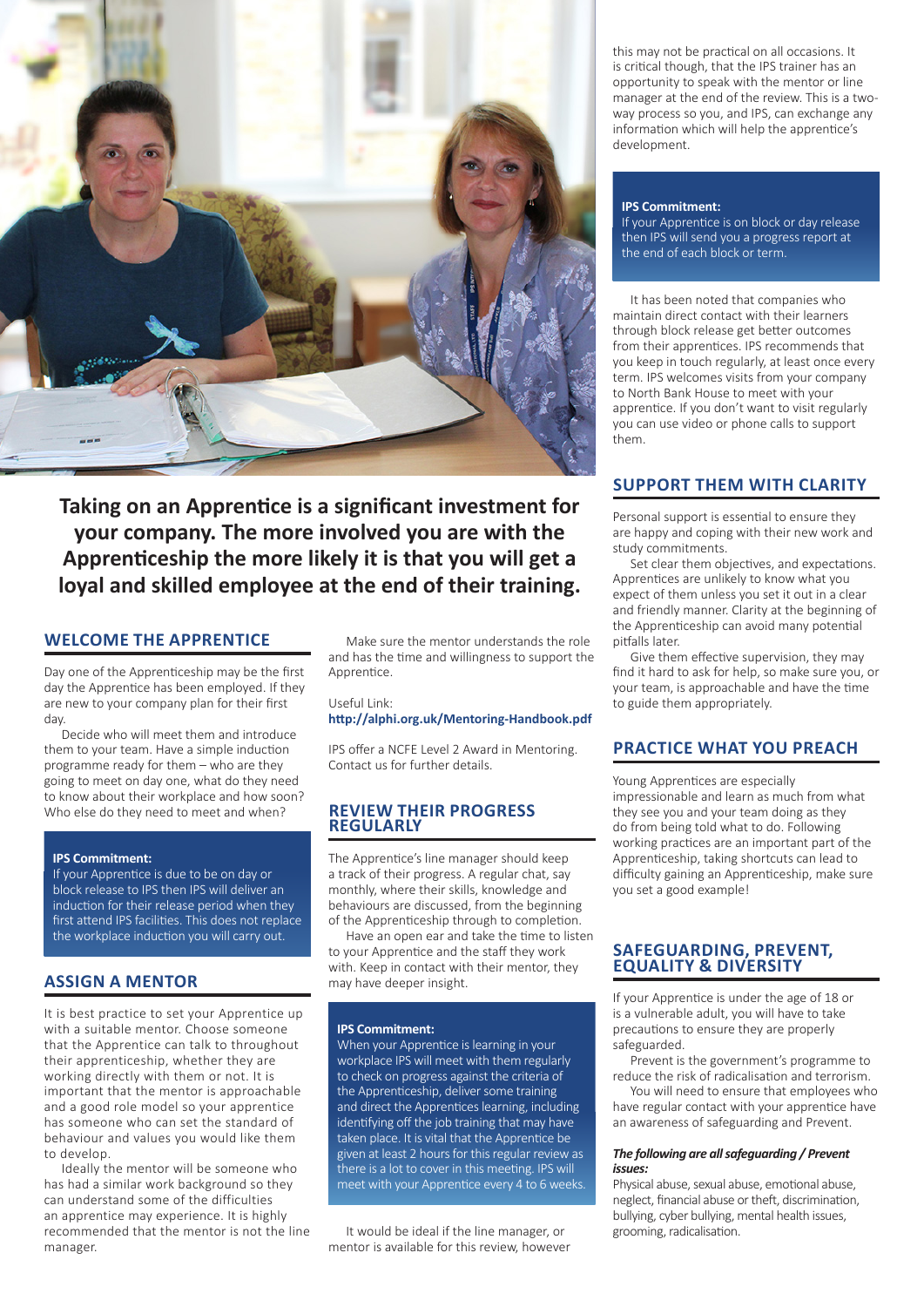**Taking on an Apprentice is a significant investment for your company. The more involved you are with the Apprenticeship the more likely it is that you will get a loyal and skilled employee at the end of their training.**

## WELCOME THE APPRENTICE

Day one of the Apprenticeship may be the first day the Apprentice has been employed. If they are new to your company plan for their first day.

Decide who will meet them and introduce them to your team. Have a simple induction programme ready for them – who are they going to meet on day one, what do they need to know about their workplace and how soon? Who else do they need to meet and when?

> **IPS Commitment:**
> If your Apprentice is due to be on day or block release to IPS then IPS will deliver an induction for their release period when they first attend IPS facilities. This does not replace the workplace induction you will carry out.

## ASSIGN A MENTOR

It is best practice to set your Apprentice up with a suitable mentor. Choose someone that the Apprentice can talk to throughout their apprenticeship, whether they are working directly with them or not. It is important that the mentor is approachable and a good role model so your apprentice has someone who can set the standard of behaviour and values you would like them to develop.

Ideally the mentor will be someone who has had a similar work background so they can understand some of the difficulties an apprentice may experience. It is highly recommended that the mentor is not the line manager.

Make sure the mentor understands the role and has the time and willingness to support the Apprentice.

Useful Link:
**http://alphi.org.uk/Mentoring-Handbook.pdf**

IPS offer a NCFE Level 2 Award in Mentoring. Contact us for further details.

## REVIEW THEIR PROGRESS REGULARLY

The Apprentice's line manager should keep a track of their progress. A regular chat, say monthly, where their skills, knowledge and behaviours are discussed, from the beginning of the Apprenticeship through to completion.

Have an open ear and take the time to listen to your Apprentice and the staff they work with. Keep in contact with their mentor, they may have deeper insight.

> **IPS Commitment:**
> When your Apprentice is learning in your workplace IPS will meet with them regularly to check on progress against the criteria of the Apprenticeship, deliver some training and direct the Apprentices learning, including identifying off the job training that may have taken place. It is vital that the Apprentice be given at least 2 hours for this regular review as there is a lot to cover in this meeting. IPS will meet with your Apprentice every 4 to 6 weeks.

It would be ideal if the line manager, or mentor is available for this review, however this may not be practical on all occasions. It is critical though, that the IPS trainer has an opportunity to speak with the mentor or line manager at the end of the review. This is a two-way process so you, and IPS, can exchange any information which will help the apprentice's development.

> **IPS Commitment:**
> If your Apprentice is on block or day release then IPS will send you a progress report at the end of each block or term.

It has been noted that companies who maintain direct contact with their learners through block release get better outcomes from their apprentices. IPS recommends that you keep in touch regularly, at least once every term. IPS welcomes visits from your company to North Bank House to meet with your apprentice. If you don't want to visit regularly you can use video or phone calls to support them.

## SUPPORT THEM WITH CLARITY

Personal support is essential to ensure they are happy and coping with their new work and study commitments.

Set clear them objectives, and expectations. Apprentices are unlikely to know what you expect of them unless you set it out in a clear and friendly manner. Clarity at the beginning of the Apprenticeship can avoid many potential pitfalls later.

Give them effective supervision, they may find it hard to ask for help, so make sure you, or your team, is approachable and have the time to guide them appropriately.

## PRACTICE WHAT YOU PREACH

Young Apprentices are especially impressionable and learn as much from what they see you and your team doing as they do from being told what to do. Following working practices are an important part of the Apprenticeship, taking shortcuts can lead to difficulty gaining an Apprenticeship, make sure you set a good example!

## SAFEGUARDING, PREVENT, EQUALITY & DIVERSITY

If your Apprentice is under the age of 18 or is a vulnerable adult, you will have to take precautions to ensure they are properly safeguarded.

Prevent is the government's programme to reduce the risk of radicalisation and terrorism.

You will need to ensure that employees who have regular contact with your apprentice have an awareness of safeguarding and Prevent.

***The following are all safeguarding / Prevent issues:***

Physical abuse, sexual abuse, emotional abuse, neglect, financial abuse or theft, discrimination, bullying, cyber bullying, mental health issues, grooming, radicalisation.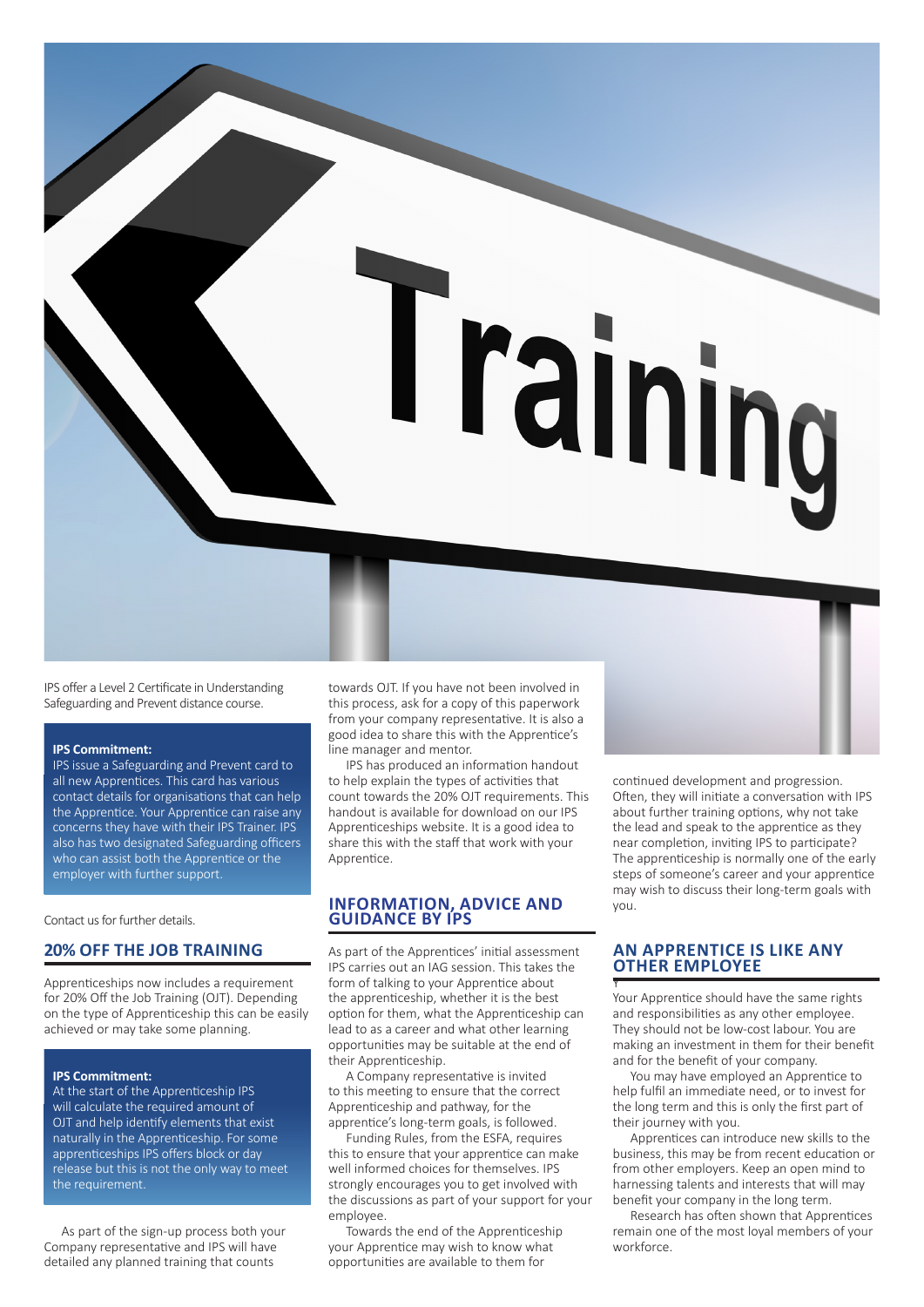IPS offer a Level 2 Certificate in Understanding Safeguarding and Prevent distance course.

**IPS Commitment:**
IPS issue a Safeguarding and Prevent card to all new Apprentices. This card has various contact details for organisations that can help the Apprentice. Your Apprentice can raise any concerns they have with their IPS Trainer. IPS also has two designated Safeguarding officers who can assist both the Apprentice or the employer with further support.

Contact us for further details.

## 20% OFF THE JOB TRAINING

Apprenticeships now includes a requirement for 20% Off the Job Training (OJT). Depending on the type of Apprenticeship this can be easily achieved or may take some planning.

**IPS Commitment:**
At the start of the Apprenticeship IPS will calculate the required amount of OJT and help identify elements that exist naturally in the Apprenticeship. For some apprenticeships IPS offers block or day release but this is not the only way to meet the requirement.

As part of the sign-up process both your Company representative and IPS will have detailed any planned training that counts towards OJT. If you have not been involved in this process, ask for a copy of this paperwork from your company representative. It is also a good idea to share this with the Apprentice's line manager and mentor.

IPS has produced an information handout to help explain the types of activities that count towards the 20% OJT requirements. This handout is available for download on our IPS Apprenticeships website. It is a good idea to share this with the staff that work with your Apprentice.

## INFORMATION, ADVICE AND GUIDANCE BY IPS

As part of the Apprentices' initial assessment IPS carries out an IAG session. This takes the form of talking to your Apprentice about the apprenticeship, whether it is the best option for them, what the Apprenticeship can lead to as a career and what other learning opportunities may be suitable at the end of their Apprenticeship.

A Company representative is invited to this meeting to ensure that the correct Apprenticeship and pathway, for the apprentice's long-term goals, is followed.

Funding Rules, from the ESFA, requires this to ensure that your apprentice can make well informed choices for themselves. IPS strongly encourages you to get involved with the discussions as part of your support for your employee.

Towards the end of the Apprenticeship your Apprentice may wish to know what opportunities are available to them for continued development and progression. Often, they will initiate a conversation with IPS about further training options, why not take the lead and speak to the apprentice as they near completion, inviting IPS to participate? The apprenticeship is normally one of the early steps of someone's career and your apprentice may wish to discuss their long-term goals with you.

## AN APPRENTICE IS LIKE ANY OTHER EMPLOYEE

Your Apprentice should have the same rights and responsibilities as any other employee. They should not be low-cost labour. You are making an investment in them for their benefit and for the benefit of your company.

You may have employed an Apprentice to help fulfil an immediate need, or to invest for the long term and this is only the first part of their journey with you.

Apprentices can introduce new skills to the business, this may be from recent education or from other employers. Keep an open mind to harnessing talents and interests that will may benefit your company in the long term.

Research has often shown that Apprentices remain one of the most loyal members of your workforce.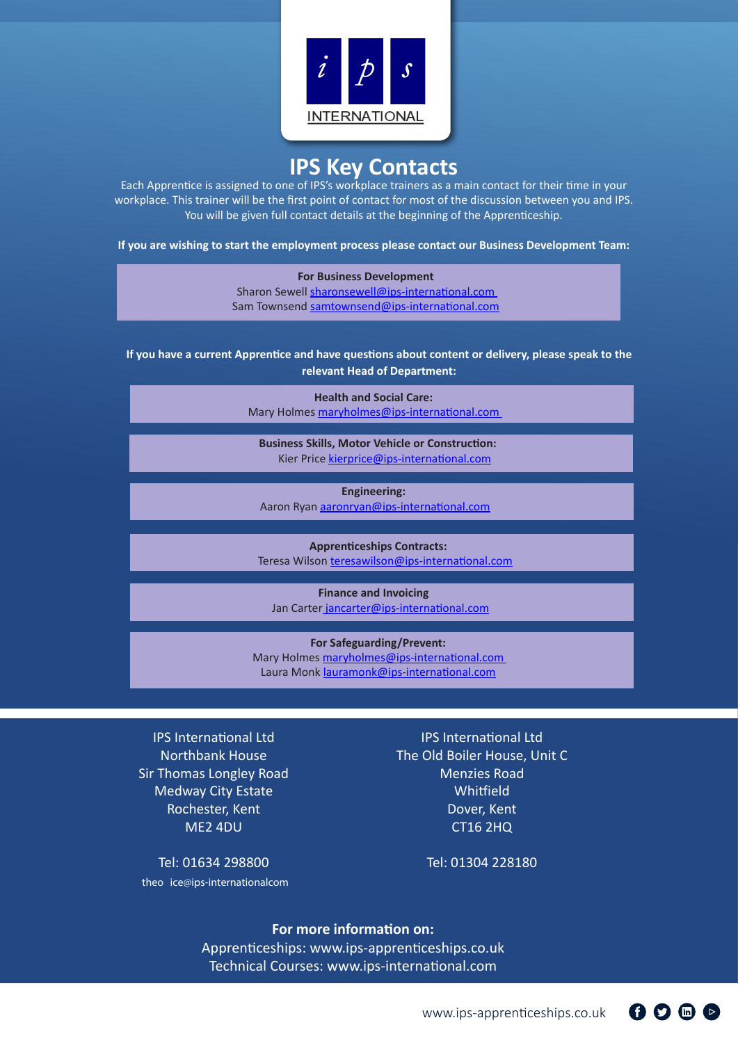i p s

INTERNATIONAL

# IPS Key Contacts

Each Apprentice is assigned to one of IPS's workplace trainers as a main contact for their time in your workplace. This trainer will be the first point of contact for most of the discussion between you and IPS. You will be given full contact details at the beginning of the Apprenticeship.

**If you are wishing to start the employment process please contact our Business Development Team:**

**For Business Development**
Sharon Sewell sharonsewell@ips-international.com
Sam Townsend samtownsend@ips-international.com

**If you have a current Apprentice and have questions about content or delivery, please speak to the relevant Head of Department:**

**Health and Social Care:**
Mary Holmes maryholmes@ips-international.com

**Business Skills, Motor Vehicle or Construction:**
Kier Price kierprice@ips-international.com

**Engineering:**
Aaron Ryan aaronryan@ips-international.com

**Apprenticeships Contracts:**
Teresa Wilson teresawilson@ips-international.com

**Finance and Invoicing**
Jan Carter jancarter@ips-international.com

**For Safeguarding/Prevent:**
Mary Holmes maryholmes@ips-international.com
Laura Monk lauramonk@ips-international.com

IPS International Ltd
Northbank House
Sir Thomas Longley Road
Medway City Estate
Rochester, Kent
ME2 4DU

Tel: 01634 298800

theo ice@ips-internationalcom

IPS International Ltd
The Old Boiler House, Unit C
Menzies Road
Whitfield
Dover, Kent
CT16 2HQ

Tel: 01304 228180

**For more information on:**
Apprenticeships: www.ips-apprenticeships.co.uk
Technical Courses: www.ips-international.com

www.ips-apprenticeships.co.uk